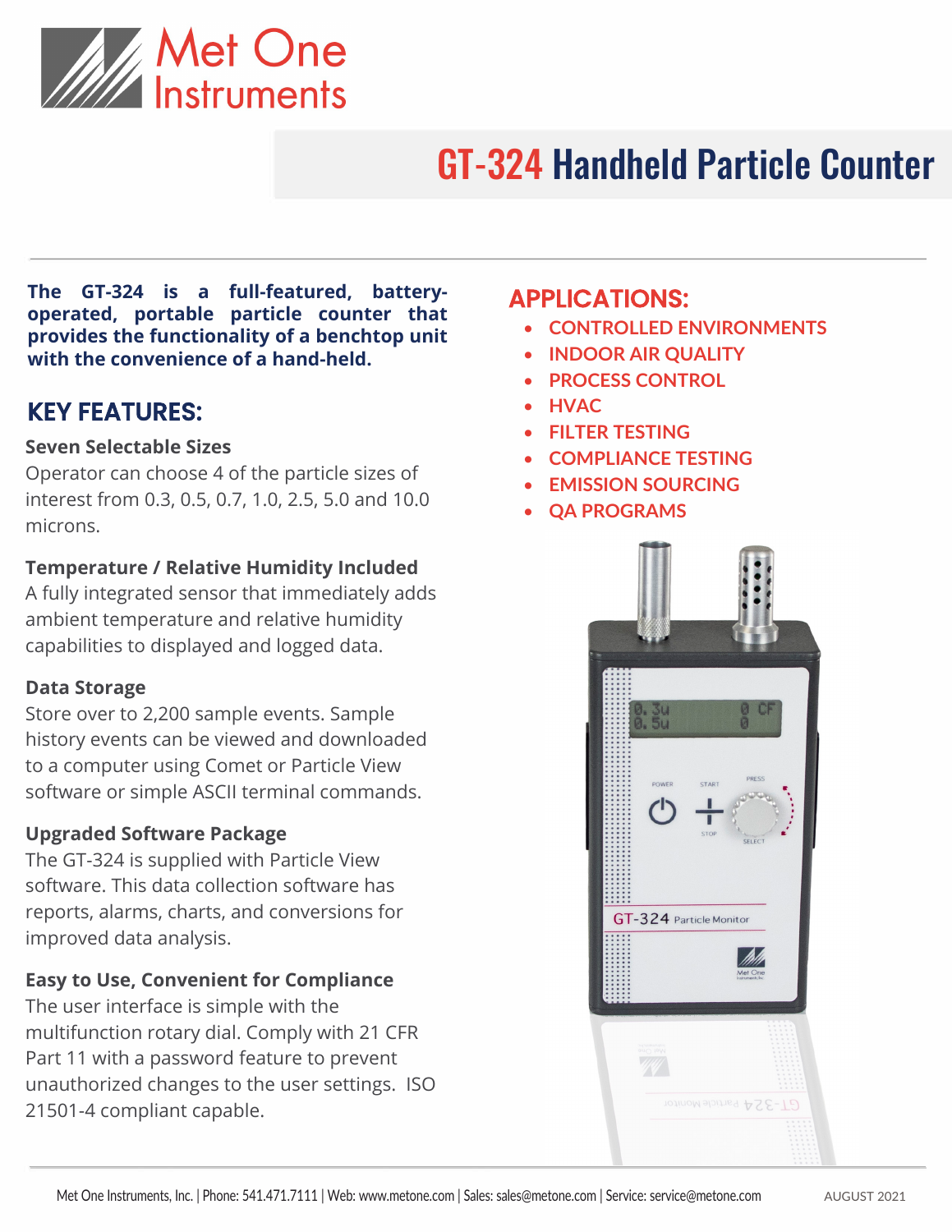# GT-324 Handheld Particle Counter

**The GT-324 is a full-featured, battery-operated, portable particle counter that provides the functionality of a benchtop unit with the convenience of a hand-held.**

## KEY FEATURES:

### Seven Selectable Sizes

Operator can choose 4 of the particle sizes of interest from 0.3, 0.5, 0.7, 1.0, 2.5, 5.0 and 10.0 microns.

### Temperature / Relative Humidity Included

A fully integrated sensor that immediately adds ambient temperature and relative humidity capabilities to displayed and logged data.

### Data Storage

Store over to 2,200 sample events. Sample history events can be viewed and downloaded to a computer using Comet or Particle View software or simple ASCII terminal commands.

### Upgraded Software Package

The GT-324 is supplied with Particle View software. This data collection software has reports, alarms, charts, and conversions for improved data analysis.

### Easy to Use, Convenient for Compliance

The user interface is simple with the multifunction rotary dial. Comply with 21 CFR Part 11 with a password feature to prevent unauthorized changes to the user settings. ISO 21501-4 compliant capable.

## APPLICATIONS:

- CONTROLLED ENVIRONMENTS
- INDOOR AIR QUALITY
- PROCESS CONTROL
- HVAC
- FILTER TESTING
- COMPLIANCE TESTING
- EMISSION SOURCING
- QA PROGRAMS

Met One Instruments, Inc. | Phone: 541.471.7111 | Web: www.metone.com | Sales: sales@metone.com | Service: service@metone.com

AUGUST 2021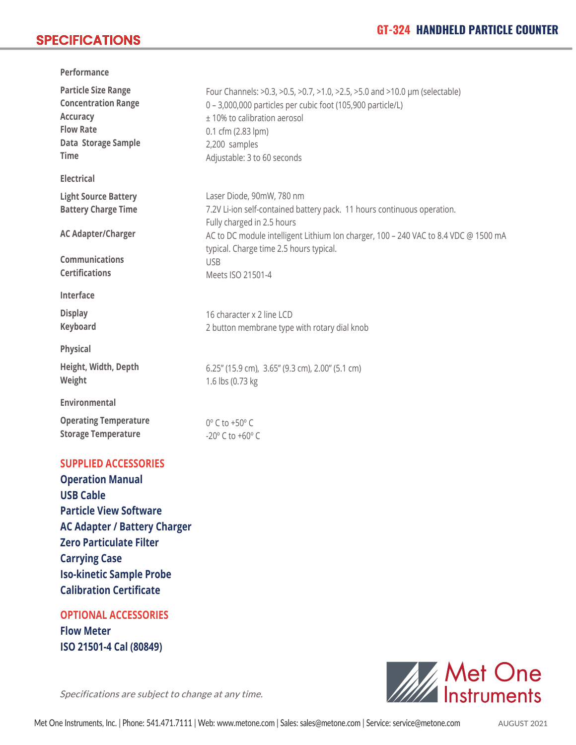## SPECIFICATIONS

# GT-324 HANDHELD PARTICLE COUNTER

### Performance

| | |
|---|---|
| **Particle Size Range** | Four Channels: >0.3, >0.5, >0.7, >1.0, >2.5, >5.0 and >10.0 µm (selectable) |
| **Concentration Range** | 0 – 3,000,000 particles per cubic foot (105,900 particle/L) |
| **Accuracy** | ± 10% to calibration aerosol |
| **Flow Rate** | 0.1 cfm (2.83 lpm) |
| **Data Storage Sample** | 2,200 samples |
| **Time** | Adjustable: 3 to 60 seconds |

### Electrical

| | |
|---|---|
| **Light Source Battery** | Laser Diode, 90mW, 780 nm |
| **Battery Charge Time** | 7.2V Li-ion self-contained battery pack. 11 hours continuous operation. Fully charged in 2.5 hours |
| **AC Adapter/Charger** | AC to DC module intelligent Lithium Ion charger, 100 – 240 VAC to 8.4 VDC @ 1500 mA typical. Charge time 2.5 hours typical. |
| **Communications** | USB |
| **Certifications** | Meets ISO 21501-4 |

### Interface

| | |
|---|---|
| **Display** | 16 character x 2 line LCD |
| **Keyboard** | 2 button membrane type with rotary dial knob |

### Physical

| | |
|---|---|
| **Height, Width, Depth** | 6.25" (15.9 cm), 3.65" (9.3 cm), 2.00" (5.1 cm) |
| **Weight** | 1.6 lbs (0.73 kg |

### Environmental

| | |
|---|---|
| **Operating Temperature** | 0º C to +50º C |
| **Storage Temperature** | -20º C to +60º C |

### SUPPLIED ACCESSORIES

**Operation Manual**
**USB Cable**
**Particle View Software**
**AC Adapter / Battery Charger**
**Zero Particulate Filter**
**Carrying Case**
**Iso-kinetic Sample Probe**
**Calibration Certificate**

### OPTIONAL ACCESSORIES

**Flow Meter**
**ISO 21501-4 Cal (80849)**

*Specifications are subject to change at any time.*

Met One Instruments

Met One Instruments, Inc. | Phone: 541.471.7111 | Web: www.metone.com | Sales: sales@metone.com | Service: service@metone.com

AUGUST 2021